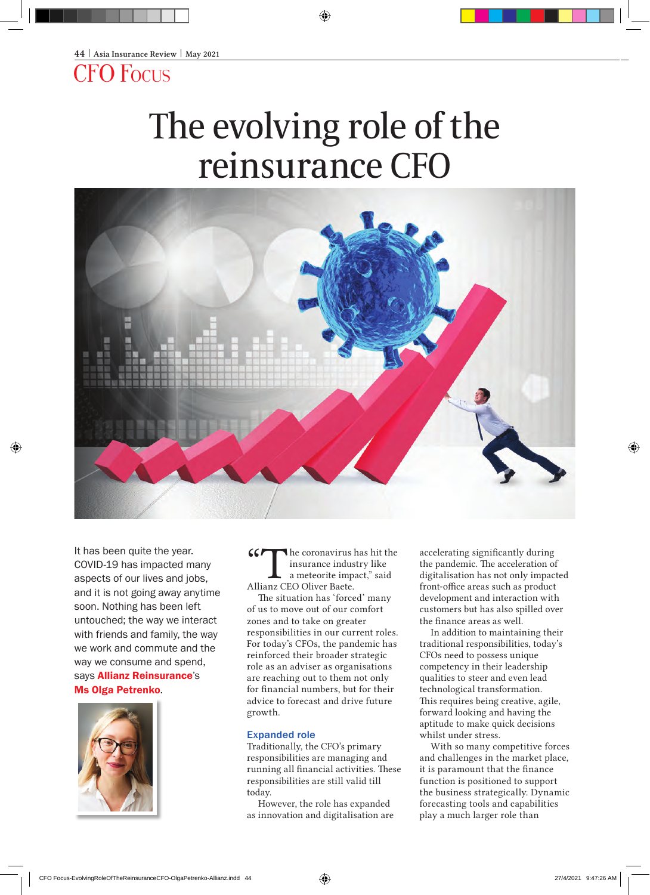CFO Focus

# The evolving role of the reinsurance CFO

It has been quite the year. COVID-19 has impacted many aspects of our lives and jobs, and it is not going away anytime soon. Nothing has been left untouched; the way we interact with friends and family, the way we work and commute and the way we consume and spend, says **Allianz Reinsurance**'s **Ms Olga Petrenko**.

"The coronavirus has hit the insurance industry like a meteorite impact," said Allianz CEO Oliver Baete.

The situation has 'forced' many of us to move out of our comfort zones and to take on greater responsibilities in our current roles. For today's CFOs, the pandemic has reinforced their broader strategic role as an adviser as organisations are reaching out to them not only for financial numbers, but for their advice to forecast and drive future growth.

## Expanded role

Traditionally, the CFO's primary responsibilities are managing and running all financial activities. These responsibilities are still valid till today.

However, the role has expanded as innovation and digitalisation are accelerating significantly during the pandemic. The acceleration of digitalisation has not only impacted front-office areas such as product development and interaction with customers but has also spilled over the finance areas as well.

In addition to maintaining their traditional responsibilities, today's CFOs need to possess unique competency in their leadership qualities to steer and even lead technological transformation. This requires being creative, agile, forward looking and having the aptitude to make quick decisions whilst under stress.

With so many competitive forces and challenges in the market place, it is paramount that the finance function is positioned to support the business strategically. Dynamic forecasting tools and capabilities play a much larger role than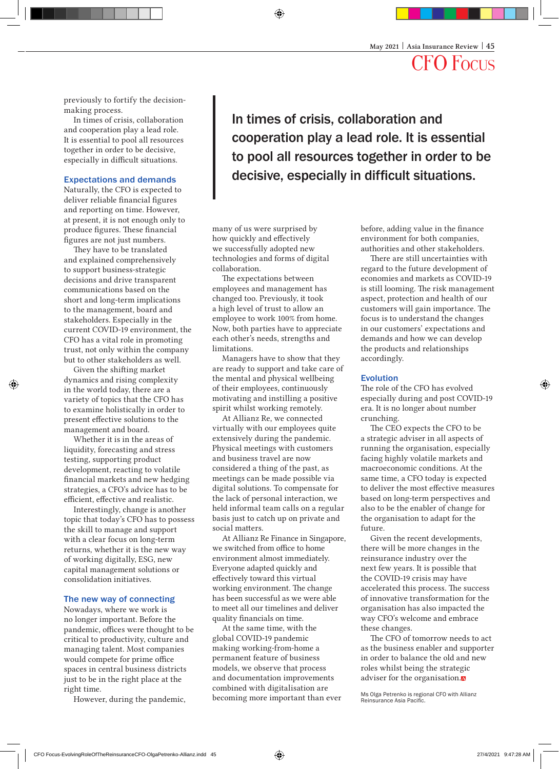previously to fortify the decision-making process.

In times of crisis, collaboration and cooperation play a lead role. It is essential to pool all resources together in order to be decisive, especially in difficult situations.

> **In times of crisis, collaboration and cooperation play a lead role. It is essential to pool all resources together in order to be decisive, especially in difficult situations.**

## Expectations and demands

Naturally, the CFO is expected to deliver reliable financial figures and reporting on time. However, at present, it is not enough only to produce figures. These financial figures are not just numbers.

They have to be translated and explained comprehensively to support business-strategic decisions and drive transparent communications based on the short and long-term implications to the management, board and stakeholders. Especially in the current COVID-19 environment, the CFO has a vital role in promoting trust, not only within the company but to other stakeholders as well.

Given the shifting market dynamics and rising complexity in the world today, there are a variety of topics that the CFO has to examine holistically in order to present effective solutions to the management and board.

Whether it is in the areas of liquidity, forecasting and stress testing, supporting product development, reacting to volatile financial markets and new hedging strategies, a CFO's advice has to be efficient, effective and realistic.

Interestingly, change is another topic that today's CFO has to possess the skill to manage and support with a clear focus on long-term returns, whether it is the new way of working digitally, ESG, new capital management solutions or consolidation initiatives.

## The new way of connecting

Nowadays, where we work is no longer important. Before the pandemic, offices were thought to be critical to productivity, culture and managing talent. Most companies would compete for prime office spaces in central business districts just to be in the right place at the right time.

However, during the pandemic, many of us were surprised by how quickly and effectively we successfully adopted new technologies and forms of digital collaboration.

The expectations between employees and management has changed too. Previously, it took a high level of trust to allow an employee to work 100% from home. Now, both parties have to appreciate each other's needs, strengths and limitations.

Managers have to show that they are ready to support and take care of the mental and physical wellbeing of their employees, continuously motivating and instilling a positive spirit whilst working remotely.

At Allianz Re, we connected virtually with our employees quite extensively during the pandemic. Physical meetings with customers and business travel are now considered a thing of the past, as meetings can be made possible via digital solutions. To compensate for the lack of personal interaction, we held informal team calls on a regular basis just to catch up on private and social matters.

At Allianz Re Finance in Singapore, we switched from office to home environment almost immediately. Everyone adapted quickly and effectively toward this virtual working environment. The change has been successful as we were able to meet all our timelines and deliver quality financials on time.

At the same time, with the global COVID-19 pandemic making working-from-home a permanent feature of business models, we observe that process and documentation improvements combined with digitalisation are becoming more important than ever before, adding value in the finance environment for both companies, authorities and other stakeholders.

There are still uncertainties with regard to the future development of economies and markets as COVID-19 is still looming. The risk management aspect, protection and health of our customers will gain importance. The focus is to understand the changes in our customers' expectations and demands and how we can develop the products and relationships accordingly.

## Evolution

The role of the CFO has evolved especially during and post COVID-19 era. It is no longer about number crunching.

The CEO expects the CFO to be a strategic adviser in all aspects of running the organisation, especially facing highly volatile markets and macroeconomic conditions. At the same time, a CFO today is expected to deliver the most effective measures based on long-term perspectives and also to be the enabler of change for the organisation to adapt for the future.

Given the recent developments, there will be more changes in the reinsurance industry over the next few years. It is possible that the COVID-19 crisis may have accelerated this process. The success of innovative transformation for the organisation has also impacted the way CFO's welcome and embrace these changes.

The CFO of tomorrow needs to act as the business enabler and supporter in order to balance the old and new roles whilst being the strategic adviser for the organisation.

Ms Olga Petrenko is regional CFO with Allianz Reinsurance Asia Pacific.